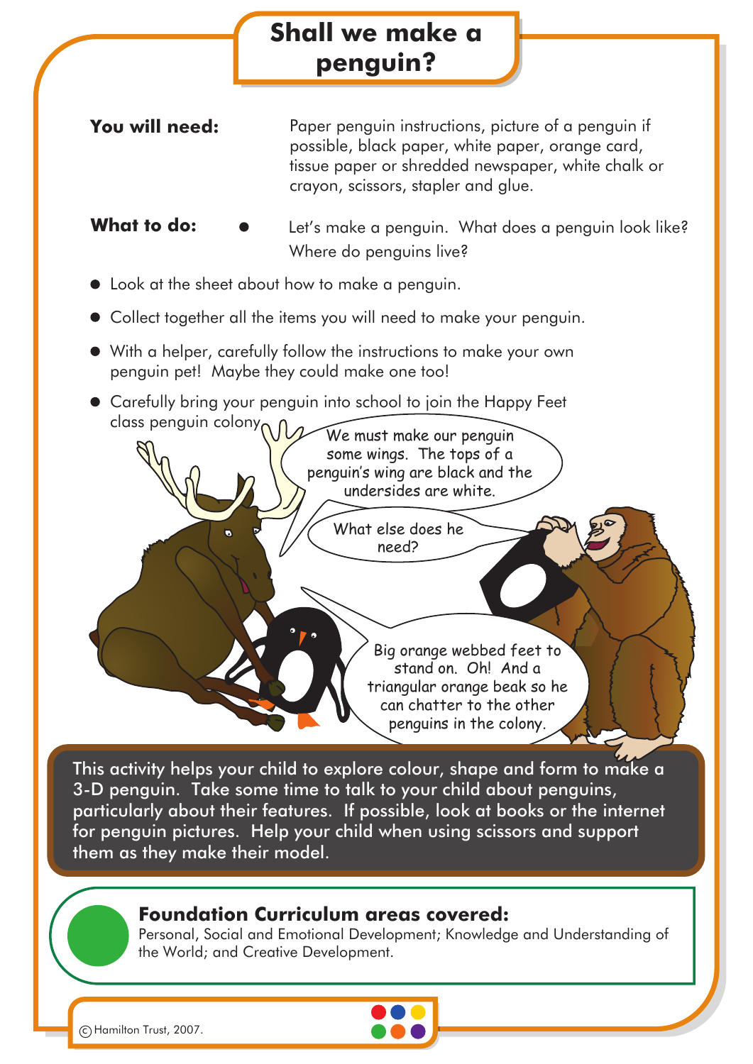# Shall we make a penguin?

**You will need:** Paper penguin instructions, picture of a penguin if possible, black paper, white paper, orange card, tissue paper or shredded newspaper, white chalk or crayon, scissors, stapler and glue.

**What to do:**

- Let's make a penguin. What does a penguin look like? Where do penguins live?
- Look at the sheet about how to make a penguin.
- Collect together all the items you will need to make your penguin.
- With a helper, carefully follow the instructions to make your own penguin pet! Maybe they could make one too!
- Carefully bring your penguin into school to join the Happy Feet class penguin colony.

We must make our penguin some wings. The tops of a penguin's wing are black and the undersides are white.

What else does he need?

Big orange webbed feet to stand on. Oh! And a triangular orange beak so he can chatter to the other penguins in the colony.

This activity helps your child to explore colour, shape and form to make a 3-D penguin. Take some time to talk to your child about penguins, particularly about their features. If possible, look at books or the internet for penguin pictures. Help your child when using scissors and support them as they make their model.

**Foundation Curriculum areas covered:**
Personal, Social and Emotional Development; Knowledge and Understanding of the World; and Creative Development.

© Hamilton Trust, 2007.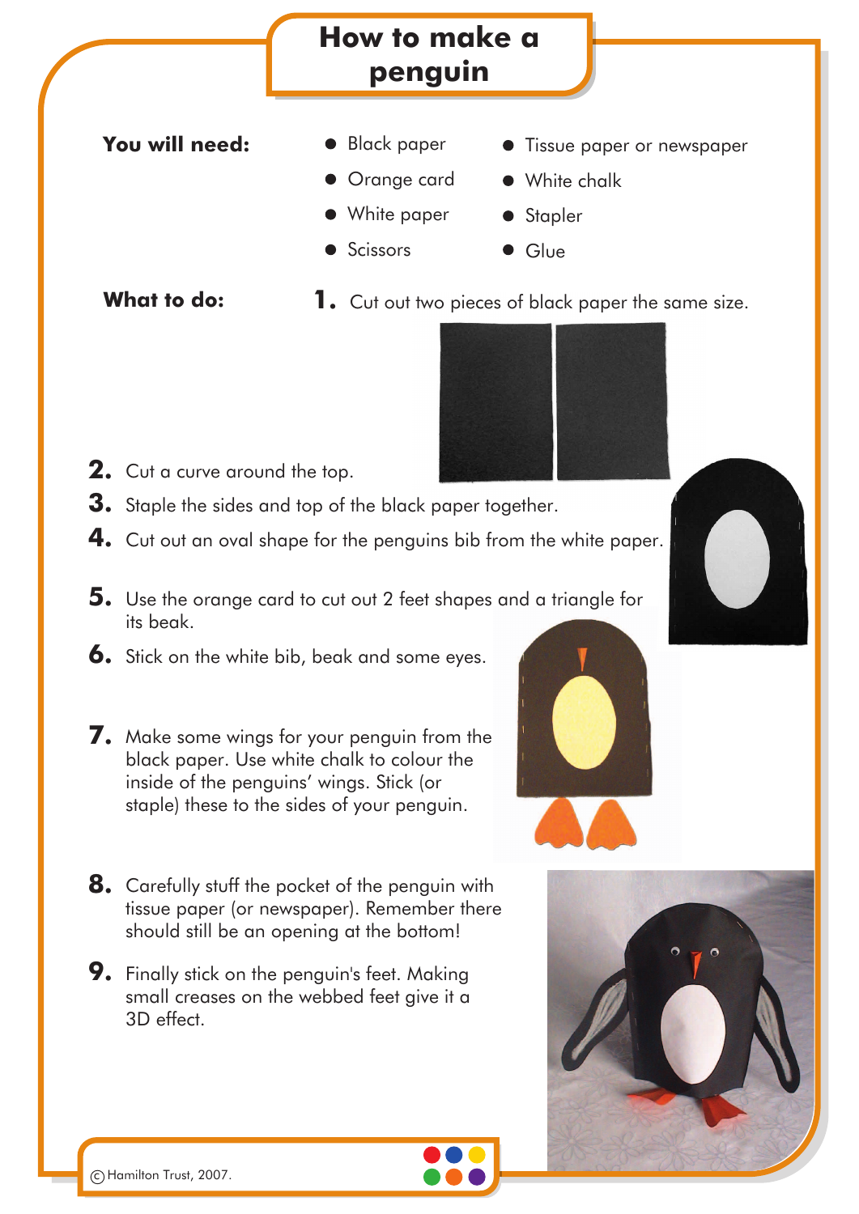# How to make a penguin

**You will need:**

- Black paper
- Orange card
- White paper
- Scissors
- Tissue paper or newspaper
- White chalk
- Stapler
- Glue

**What to do:**

1. Cut out two pieces of black paper the same size.
2. Cut a curve around the top.
3. Staple the sides and top of the black paper together.
4. Cut out an oval shape for the penguins bib from the white paper.
5. Use the orange card to cut out 2 feet shapes and a triangle for its beak.
6. Stick on the white bib, beak and some eyes.
7. Make some wings for your penguin from the black paper. Use white chalk to colour the inside of the penguins' wings. Stick (or staple) these to the sides of your penguin.
8. Carefully stuff the pocket of the penguin with tissue paper (or newspaper). Remember there should still be an opening at the bottom!
9. Finally stick on the penguin's feet. Making small creases on the webbed feet give it a 3D effect.

© Hamilton Trust, 2007.